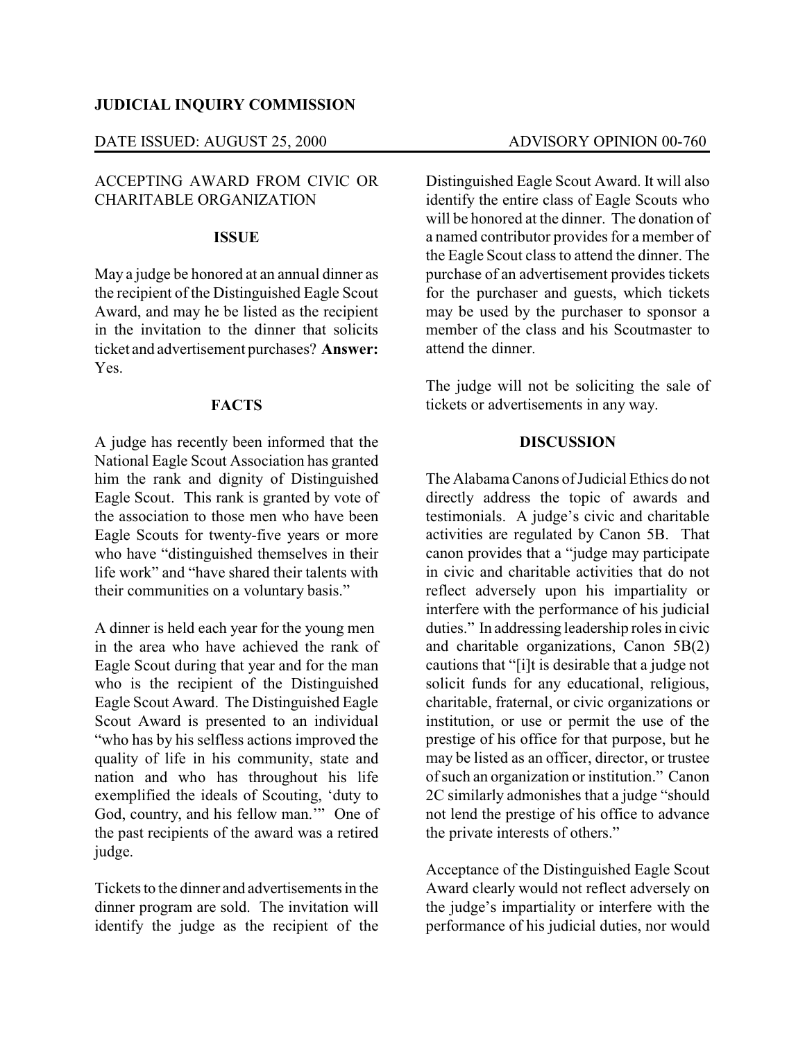**JUDICIAL INQUIRY COMMISSION**

DATE ISSUED: AUGUST 25, 2000 ADVISORY OPINION 00-760

ACCEPTING AWARD FROM CIVIC OR CHARITABLE ORGANIZATION

## ISSUE

May a judge be honored at an annual dinner as the recipient of the Distinguished Eagle Scout Award, and may he be listed as the recipient in the invitation to the dinner that solicits ticket and advertisement purchases? **Answer:** Yes.

## FACTS

A judge has recently been informed that the National Eagle Scout Association has granted him the rank and dignity of Distinguished Eagle Scout. This rank is granted by vote of the association to those men who have been Eagle Scouts for twenty-five years or more who have "distinguished themselves in their life work" and "have shared their talents with their communities on a voluntary basis."

A dinner is held each year for the young men in the area who have achieved the rank of Eagle Scout during that year and for the man who is the recipient of the Distinguished Eagle Scout Award. The Distinguished Eagle Scout Award is presented to an individual "who has by his selfless actions improved the quality of life in his community, state and nation and who has throughout his life exemplified the ideals of Scouting, 'duty to God, country, and his fellow man.'" One of the past recipients of the award was a retired judge.

Tickets to the dinner and advertisements in the dinner program are sold. The invitation will identify the judge as the recipient of the Distinguished Eagle Scout Award. It will also identify the entire class of Eagle Scouts who will be honored at the dinner. The donation of a named contributor provides for a member of the Eagle Scout class to attend the dinner. The purchase of an advertisement provides tickets for the purchaser and guests, which tickets may be used by the purchaser to sponsor a member of the class and his Scoutmaster to attend the dinner.

The judge will not be soliciting the sale of tickets or advertisements in any way.

## DISCUSSION

The Alabama Canons of Judicial Ethics do not directly address the topic of awards and testimonials. A judge's civic and charitable activities are regulated by Canon 5B. That canon provides that a "judge may participate in civic and charitable activities that do not reflect adversely upon his impartiality or interfere with the performance of his judicial duties." In addressing leadership roles in civic and charitable organizations, Canon 5B(2) cautions that "[i]t is desirable that a judge not solicit funds for any educational, religious, charitable, fraternal, or civic organizations or institution, or use or permit the use of the prestige of his office for that purpose, but he may be listed as an officer, director, or trustee of such an organization or institution." Canon 2C similarly admonishes that a judge "should not lend the prestige of his office to advance the private interests of others."

Acceptance of the Distinguished Eagle Scout Award clearly would not reflect adversely on the judge's impartiality or interfere with the performance of his judicial duties, nor would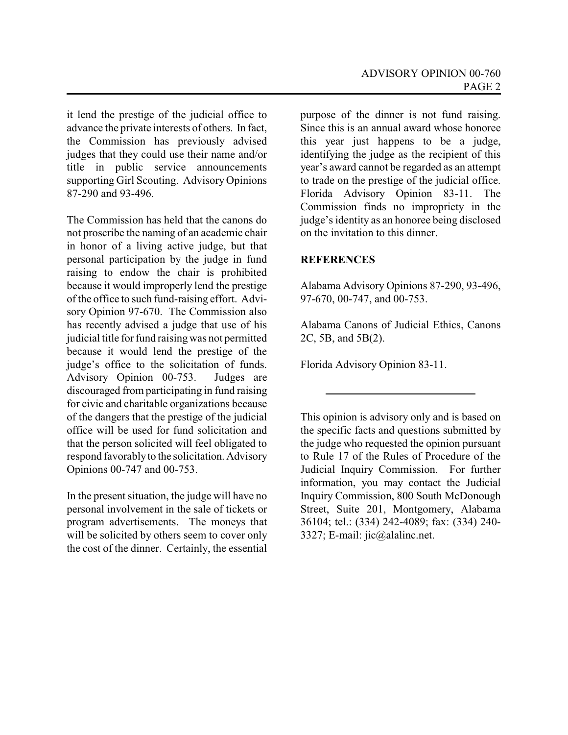it lend the prestige of the judicial office to advance the private interests of others. In fact, the Commission has previously advised judges that they could use their name and/or title in public service announcements supporting Girl Scouting. Advisory Opinions 87-290 and 93-496.

The Commission has held that the canons do not proscribe the naming of an academic chair in honor of a living active judge, but that personal participation by the judge in fund raising to endow the chair is prohibited because it would improperly lend the prestige of the office to such fund-raising effort. Advisory Opinion 97-670. The Commission also has recently advised a judge that use of his judicial title for fund raising was not permitted because it would lend the prestige of the judge's office to the solicitation of funds. Advisory Opinion 00-753. Judges are discouraged from participating in fund raising for civic and charitable organizations because of the dangers that the prestige of the judicial office will be used for fund solicitation and that the person solicited will feel obligated to respond favorably to the solicitation. Advisory Opinions 00-747 and 00-753.

In the present situation, the judge will have no personal involvement in the sale of tickets or program advertisements. The moneys that will be solicited by others seem to cover only the cost of the dinner. Certainly, the essential purpose of the dinner is not fund raising. Since this is an annual award whose honoree this year just happens to be a judge, identifying the judge as the recipient of this year's award cannot be regarded as an attempt to trade on the prestige of the judicial office. Florida Advisory Opinion 83-11. The Commission finds no impropriety in the judge's identity as an honoree being disclosed on the invitation to this dinner.

**REFERENCES**

Alabama Advisory Opinions 87-290, 93-496, 97-670, 00-747, and 00-753.

Alabama Canons of Judicial Ethics, Canons 2C, 5B, and 5B(2).

Florida Advisory Opinion 83-11.

---

This opinion is advisory only and is based on the specific facts and questions submitted by the judge who requested the opinion pursuant to Rule 17 of the Rules of Procedure of the Judicial Inquiry Commission. For further information, you may contact the Judicial Inquiry Commission, 800 South McDonough Street, Suite 201, Montgomery, Alabama 36104; tel.: (334) 242-4089; fax: (334) 240-3327; E-mail: jic@alalinc.net.